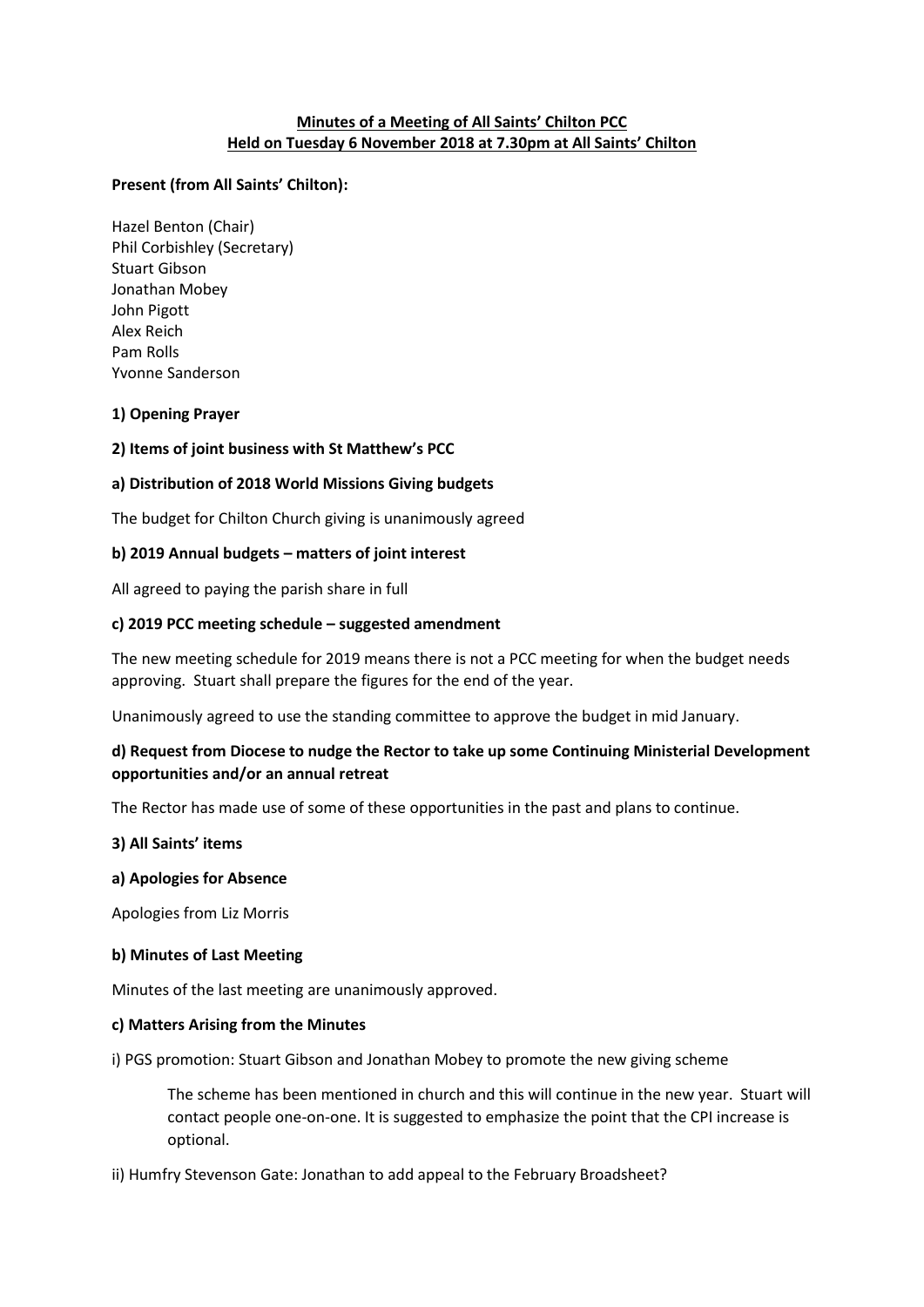**Minutes of a Meeting of All Saints' Chilton PCC**
**Held on Tuesday 6 November 2018 at 7.30pm at All Saints' Chilton**

**Present (from All Saints' Chilton):**

Hazel Benton (Chair)
Phil Corbishley (Secretary)
Stuart Gibson
Jonathan Mobey
John Pigott
Alex Reich
Pam Rolls
Yvonne Sanderson

**1) Opening Prayer**

**2) Items of joint business with St Matthew's PCC**

**a) Distribution of 2018 World Missions Giving budgets**

The budget for Chilton Church giving is unanimously agreed

**b) 2019 Annual budgets – matters of joint interest**

All agreed to paying the parish share in full

**c) 2019 PCC meeting schedule – suggested amendment**

The new meeting schedule for 2019 means there is not a PCC meeting for when the budget needs approving. Stuart shall prepare the figures for the end of the year.

Unanimously agreed to use the standing committee to approve the budget in mid January.

**d) Request from Diocese to nudge the Rector to take up some Continuing Ministerial Development opportunities and/or an annual retreat**

The Rector has made use of some of these opportunities in the past and plans to continue.

**3) All Saints' items**

**a) Apologies for Absence**

Apologies from Liz Morris

**b) Minutes of Last Meeting**

Minutes of the last meeting are unanimously approved.

**c) Matters Arising from the Minutes**

i) PGS promotion: Stuart Gibson and Jonathan Mobey to promote the new giving scheme

> The scheme has been mentioned in church and this will continue in the new year. Stuart will contact people one-on-one. It is suggested to emphasize the point that the CPI increase is optional.

ii) Humfry Stevenson Gate: Jonathan to add appeal to the February Broadsheet?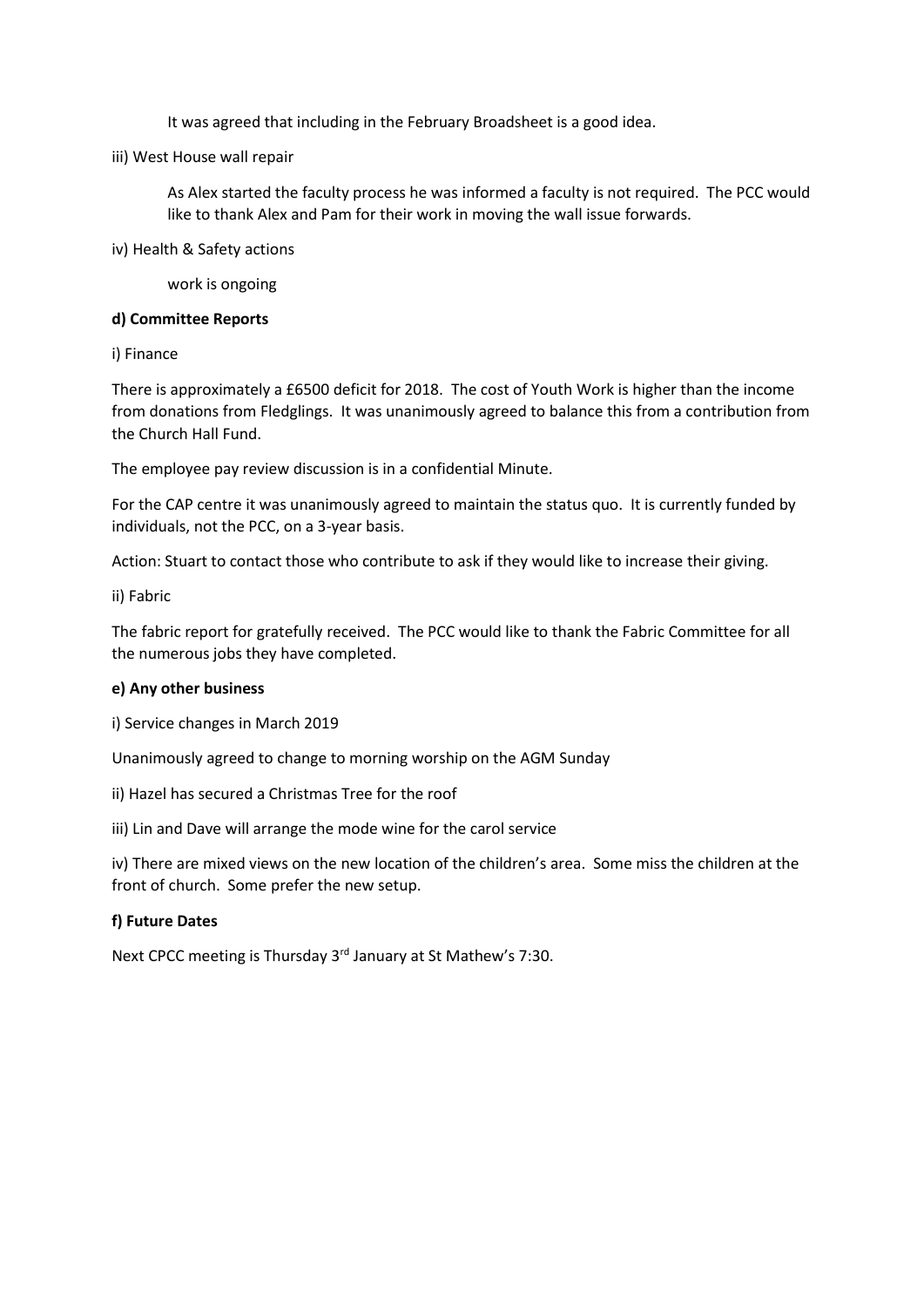It was agreed that including in the February Broadsheet is a good idea.

iii) West House wall repair

As Alex started the faculty process he was informed a faculty is not required. The PCC would like to thank Alex and Pam for their work in moving the wall issue forwards.

iv) Health & Safety actions

work is ongoing

**d) Committee Reports**

i) Finance

There is approximately a £6500 deficit for 2018. The cost of Youth Work is higher than the income from donations from Fledglings. It was unanimously agreed to balance this from a contribution from the Church Hall Fund.

The employee pay review discussion is in a confidential Minute.

For the CAP centre it was unanimously agreed to maintain the status quo. It is currently funded by individuals, not the PCC, on a 3-year basis.

Action: Stuart to contact those who contribute to ask if they would like to increase their giving.

ii) Fabric

The fabric report for gratefully received. The PCC would like to thank the Fabric Committee for all the numerous jobs they have completed.

**e) Any other business**

i) Service changes in March 2019

Unanimously agreed to change to morning worship on the AGM Sunday

ii) Hazel has secured a Christmas Tree for the roof

iii) Lin and Dave will arrange the mode wine for the carol service

iv) There are mixed views on the new location of the children's area. Some miss the children at the front of church. Some prefer the new setup.

**f) Future Dates**

Next CPCC meeting is Thursday 3rd January at St Mathew's 7:30.